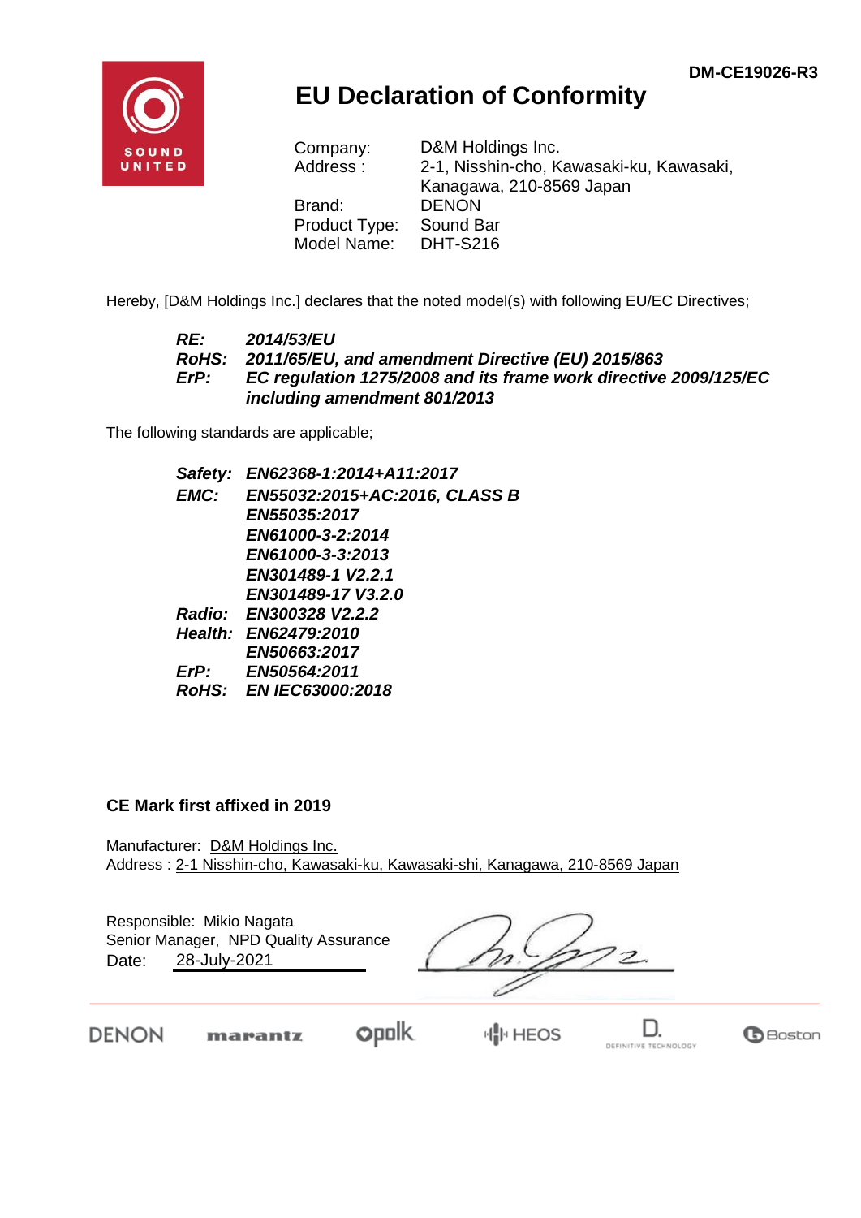DM-CE19026-R3

# EU Declaration of Conformity

| | |
|---|---|
| Company: | D&M Holdings Inc. |
| Address : | 2-1, Nisshin-cho, Kawasaki-ku, Kawasaki, Kanagawa, 210-8569 Japan |
| Brand: | DENON |
| Product Type: | Sound Bar |
| Model Name: | DHT-S216 |

Hereby, [D&M Holdings Inc.] declares that the noted model(s) with following EU/EC Directives;

***RE:*** ***2014/53/EU***
***RoHS:*** ***2011/65/EU, and amendment Directive (EU) 2015/863***
***ErP:*** ***EC regulation 1275/2008 and its frame work directive 2009/125/EC including amendment 801/2013***

The following standards are applicable;

***Safety:*** ***EN62368-1:2014+A11:2017***
***EMC:*** ***EN55032:2015+AC:2016, CLASS B***
***EN55035:2017***
***EN61000-3-2:2014***
***EN61000-3-3:2013***
***EN301489-1 V2.2.1***
***EN301489-17 V3.2.0***
***Radio:*** ***EN300328 V2.2.2***
***Health:*** ***EN62479:2010***
***EN50663:2017***
***ErP:*** ***EN50564:2011***
***RoHS:*** ***EN IEC63000:2018***

**CE Mark first affixed in 2019**

Manufacturer: D&M Holdings Inc.
Address : 2-1 Nisshin-cho, Kawasaki-ku, Kawasaki-shi, Kanagawa, 210-8569 Japan

Responsible: Mikio Nagata
Senior Manager, NPD Quality Assurance
Date: 28-July-2021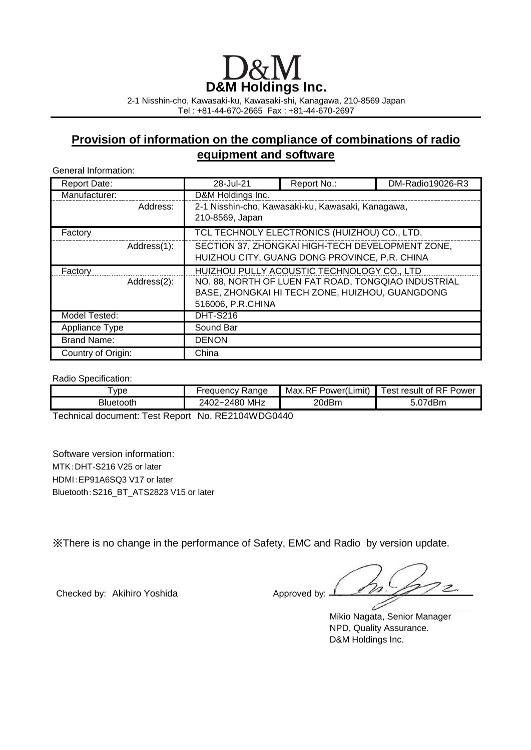# D&M
**D&M Holdings Inc.**

2-1 Nisshin-cho, Kawasaki-ku, Kawasaki-shi, Kanagawa, 210-8569 Japan
Tel : +81-44-670-2665 Fax : +81-44-670-2697

## Provision of information on the compliance of combinations of radio equipment and software

General Information:

| | | | |
|---|---|---|---|
| Report Date: | 28-Jul-21 | Report No.: | DM-Radio19026-R3 |
| Manufacturer: | D&M Holdings Inc. | | |
| Address: | 2-1 Nisshin-cho, Kawasaki-ku, Kawasaki, Kanagawa, 210-8569, Japan | | |
| Factory | TCL TECHNOLY ELECTRONICS (HUIZHOU) CO., LTD. | | |
| Address(1): | SECTION 37, ZHONGKAI HIGH-TECH DEVELOPMENT ZONE, HUIZHOU CITY, GUANG DONG PROVINCE, P.R. CHINA | | |
| Factory | HUIZHOU PULLY ACOUSTIC TECHNOLOGY CO., LTD | | |
| Address(2): | NO. 88, NORTH OF LUEN FAT ROAD, TONGQIAO INDUSTRIAL BASE, ZHONGKAI HI TECH ZONE, HUIZHOU, GUANGDONG 516006, P.R.CHINA | | |
| Model Tested: | DHT-S216 | | |
| Appliance Type | Sound Bar | | |
| Brand Name: | DENON | | |
| Country of Origin: | China | | |

Radio Specification:

| Type | Frequency Range | Max.RF Power(Limit) | Test result of RF Power |
|---|---|---|---|
| Bluetooth | 2402~2480 MHz | 20dBm | 5.07dBm |

Technical document: Test Report No. RE2104WDG0440

Software version information:
MTK：DHT-S216 V25 or later
HDMI：EP91A6SQ3 V17 or later
Bluetooth：S216_BT_ATS2823 V15 or later

※There is no change in the performance of Safety, EMC and Radio by version update.

Checked by: Akihiro Yoshida

Approved by:

Mikio Nagata, Senior Manager
NPD, Quality Assurance.
D&M Holdings Inc.